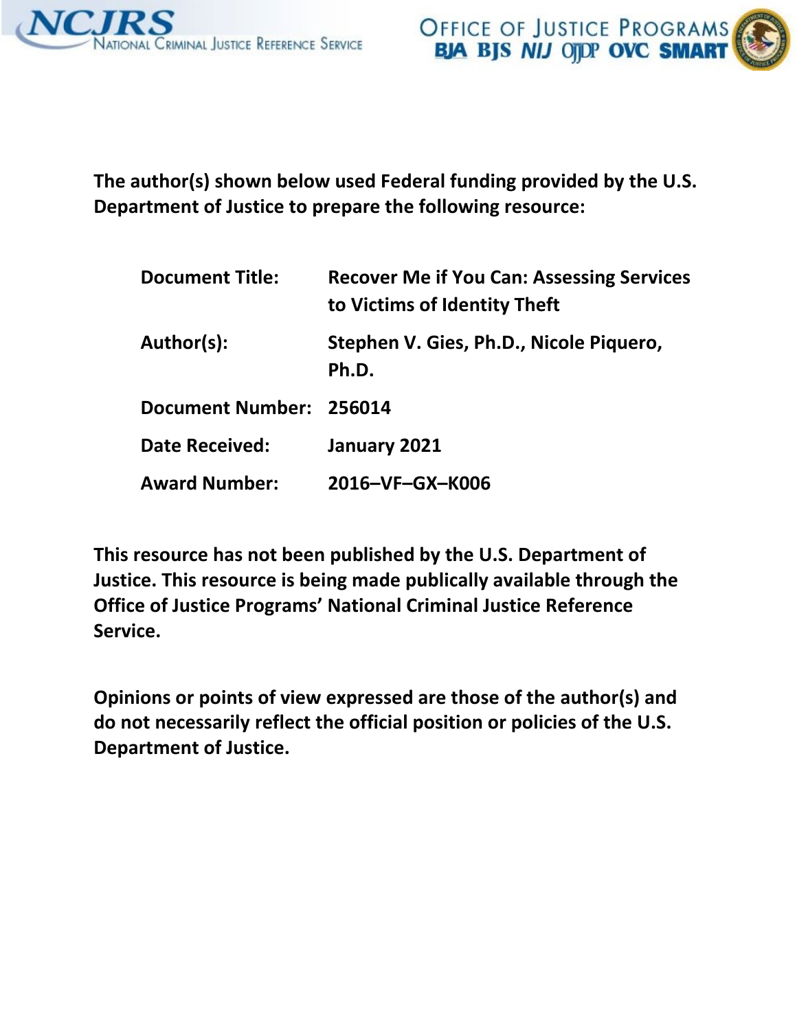**The author(s) shown below used Federal funding provided by the U.S. Department of Justice to prepare the following resource:**

| | |
|---|---|
| **Document Title:** | **Recover Me if You Can: Assessing Services to Victims of Identity Theft** |
| **Author(s):** | **Stephen V. Gies, Ph.D., Nicole Piquero, Ph.D.** |
| **Document Number:** | **256014** |
| **Date Received:** | **January 2021** |
| **Award Number:** | **2016–VF–GX–K006** |

**This resource has not been published by the U.S. Department of Justice. This resource is being made publically available through the Office of Justice Programs' National Criminal Justice Reference Service.**

**Opinions or points of view expressed are those of the author(s) and do not necessarily reflect the official position or policies of the U.S. Department of Justice.**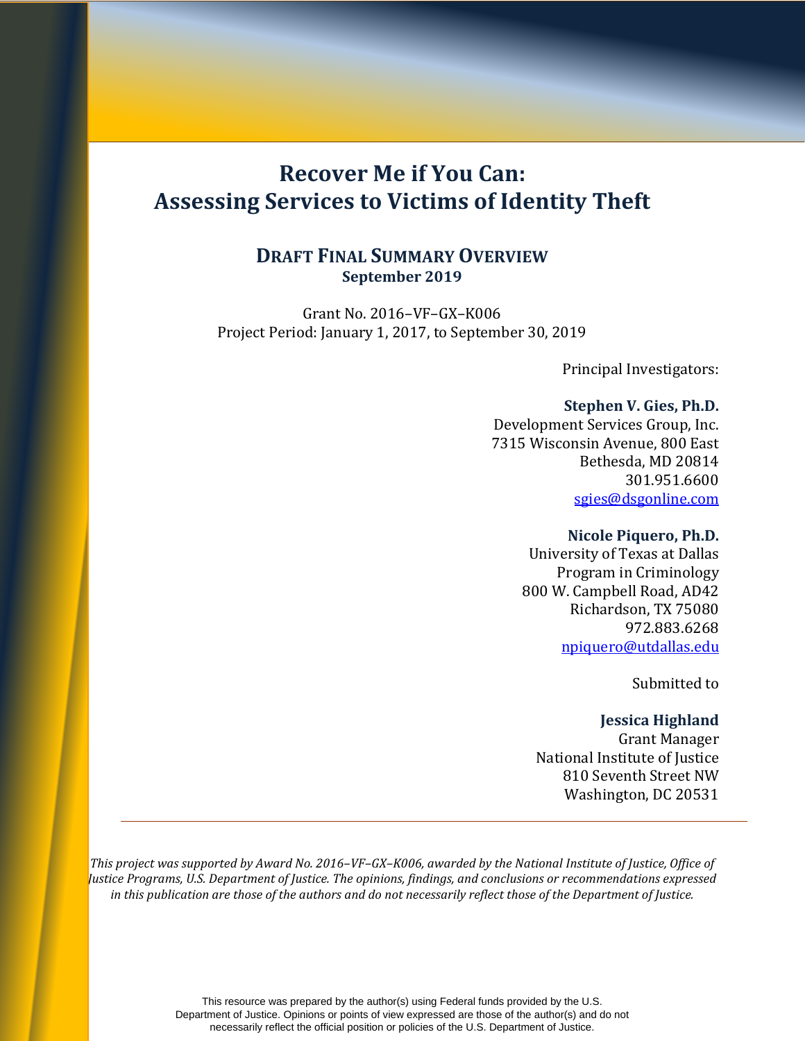# Recover Me if You Can: Assessing Services to Victims of Identity Theft

## DRAFT FINAL SUMMARY OVERVIEW

**September 2019**

Grant No. 2016–VF–GX–K006
Project Period: January 1, 2017, to September 30, 2019

Principal Investigators:

**Stephen V. Gies, Ph.D.**
Development Services Group, Inc.
7315 Wisconsin Avenue, 800 East
Bethesda, MD 20814
301.951.6600
sgies@dsgonline.com

**Nicole Piquero, Ph.D.**
University of Texas at Dallas
Program in Criminology
800 W. Campbell Road, AD42
Richardson, TX 75080
972.883.6268
npiquero@utdallas.edu

Submitted to

**Jessica Highland**
Grant Manager
National Institute of Justice
810 Seventh Street NW
Washington, DC 20531

---

*This project was supported by Award No. 2016–VF–GX–K006, awarded by the National Institute of Justice, Office of Justice Programs, U.S. Department of Justice. The opinions, findings, and conclusions or recommendations expressed in this publication are those of the authors and do not necessarily reflect those of the Department of Justice.*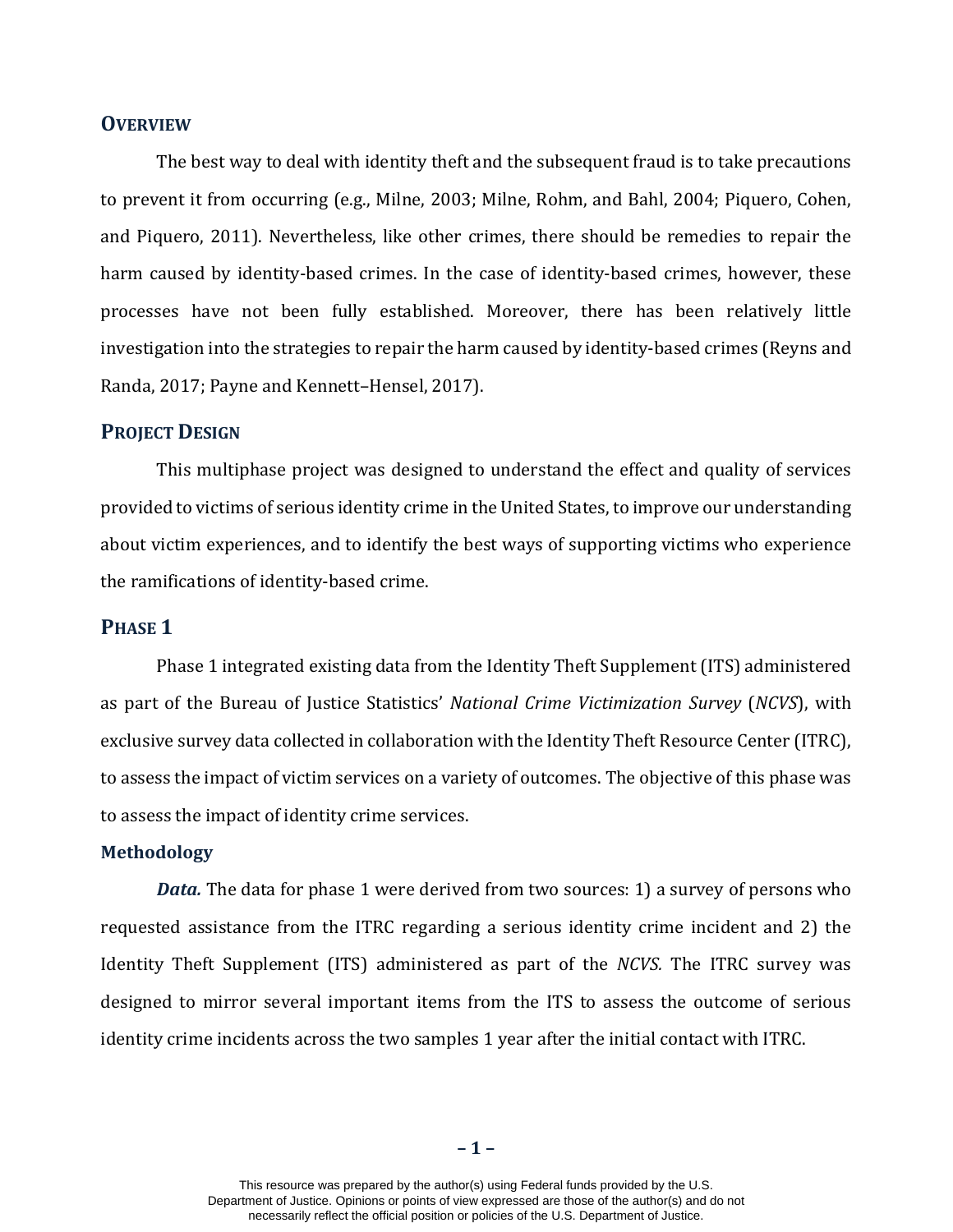## Overview

The best way to deal with identity theft and the subsequent fraud is to take precautions to prevent it from occurring (e.g., Milne, 2003; Milne, Rohm, and Bahl, 2004; Piquero, Cohen, and Piquero, 2011). Nevertheless, like other crimes, there should be remedies to repair the harm caused by identity-based crimes. In the case of identity-based crimes, however, these processes have not been fully established. Moreover, there has been relatively little investigation into the strategies to repair the harm caused by identity-based crimes (Reyns and Randa, 2017; Payne and Kennett–Hensel, 2017).

## Project Design

This multiphase project was designed to understand the effect and quality of services provided to victims of serious identity crime in the United States, to improve our understanding about victim experiences, and to identify the best ways of supporting victims who experience the ramifications of identity-based crime.

## Phase 1

Phase 1 integrated existing data from the Identity Theft Supplement (ITS) administered as part of the Bureau of Justice Statistics' *National Crime Victimization Survey* (*NCVS*), with exclusive survey data collected in collaboration with the Identity Theft Resource Center (ITRC), to assess the impact of victim services on a variety of outcomes. The objective of this phase was to assess the impact of identity crime services.

### Methodology

***Data.*** The data for phase 1 were derived from two sources: 1) a survey of persons who requested assistance from the ITRC regarding a serious identity crime incident and 2) the Identity Theft Supplement (ITS) administered as part of the *NCVS.* The ITRC survey was designed to mirror several important items from the ITS to assess the outcome of serious identity crime incidents across the two samples 1 year after the initial contact with ITRC.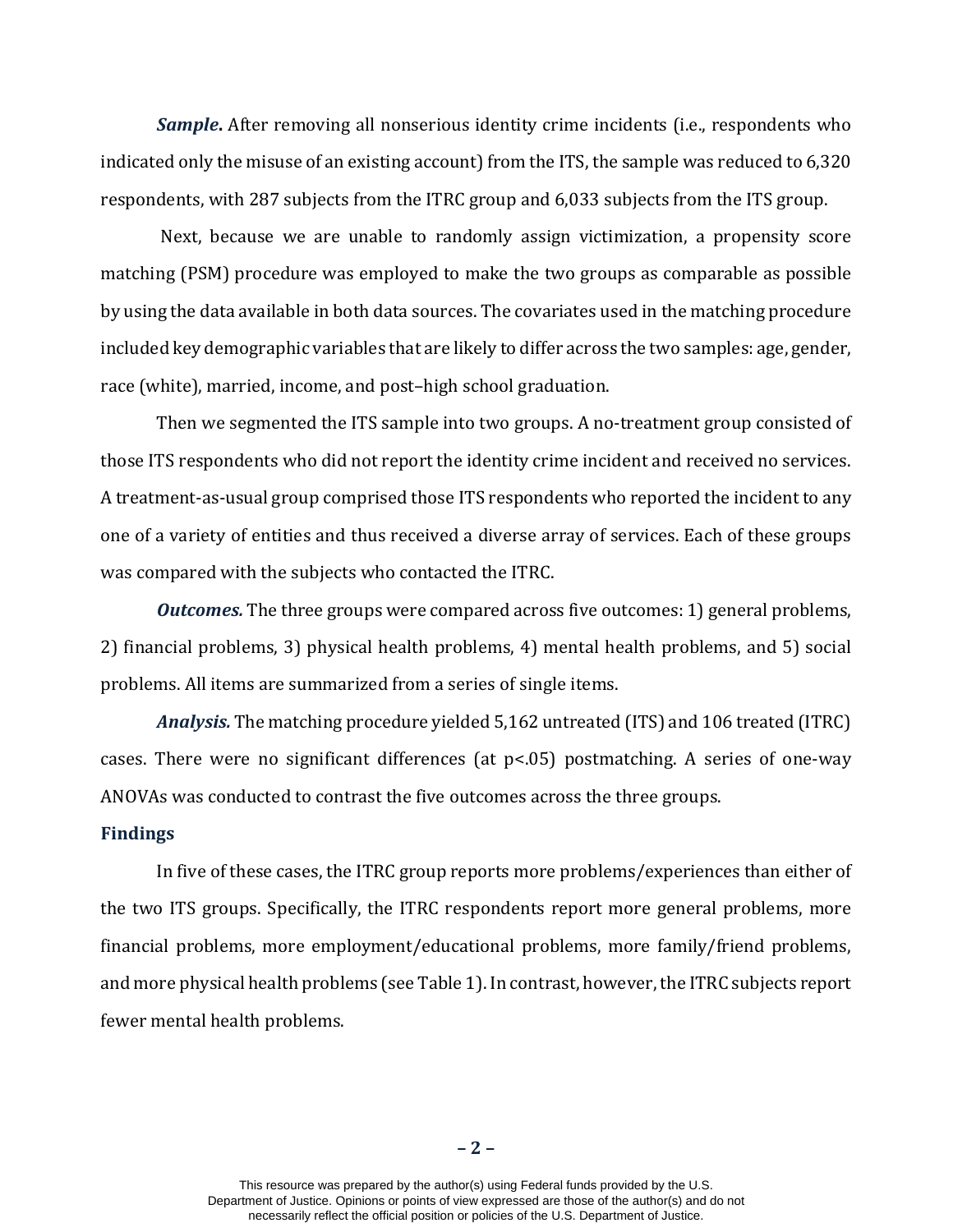***Sample*.** After removing all nonserious identity crime incidents (i.e., respondents who indicated only the misuse of an existing account) from the ITS, the sample was reduced to 6,320 respondents, with 287 subjects from the ITRC group and 6,033 subjects from the ITS group.

Next, because we are unable to randomly assign victimization, a propensity score matching (PSM) procedure was employed to make the two groups as comparable as possible by using the data available in both data sources. The covariates used in the matching procedure included key demographic variables that are likely to differ across the two samples: age, gender, race (white), married, income, and post–high school graduation.

Then we segmented the ITS sample into two groups. A no-treatment group consisted of those ITS respondents who did not report the identity crime incident and received no services. A treatment-as-usual group comprised those ITS respondents who reported the incident to any one of a variety of entities and thus received a diverse array of services. Each of these groups was compared with the subjects who contacted the ITRC.

***Outcomes.*** The three groups were compared across five outcomes: 1) general problems, 2) financial problems, 3) physical health problems, 4) mental health problems, and 5) social problems. All items are summarized from a series of single items.

***Analysis.*** The matching procedure yielded 5,162 untreated (ITS) and 106 treated (ITRC) cases. There were no significant differences (at $p<.05$) postmatching. A series of one-way ANOVAs was conducted to contrast the five outcomes across the three groups.

## Findings

In five of these cases, the ITRC group reports more problems/experiences than either of the two ITS groups. Specifically, the ITRC respondents report more general problems, more financial problems, more employment/educational problems, more family/friend problems, and more physical health problems (see Table 1). In contrast, however, the ITRC subjects report fewer mental health problems.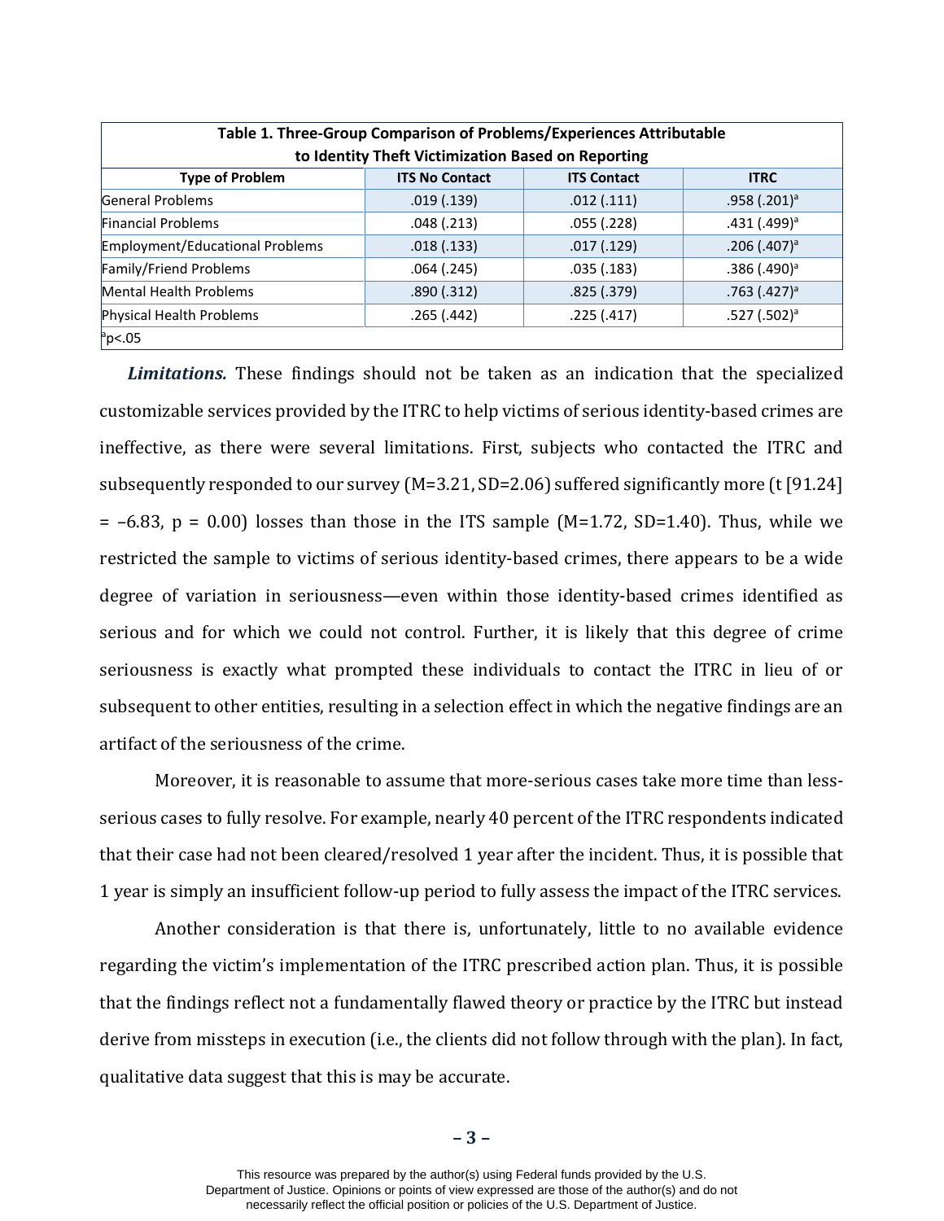| Table 1. Three-Group Comparison of Problems/Experiences Attributable to Identity Theft Victimization Based on Reporting | | | |
|---|---|---|---|
| **Type of Problem** | **ITS No Contact** | **ITS Contact** | **ITRC** |
| General Problems | .019 (.139) | .012 (.111) | .958 (.201)[a] |
| Financial Problems | .048 (.213) | .055 (.228) | .431 (.499)[a] |
| Employment/Educational Problems | .018 (.133) | .017 (.129) | .206 (.407)[a] |
| Family/Friend Problems | .064 (.245) | .035 (.183) | .386 (.490)[a] |
| Mental Health Problems | .890 (.312) | .825 (.379) | .763 (.427)[a] |
| Physical Health Problems | .265 (.442) | .225 (.417) | .527 (.502)[a] |

[a]p<.05

***Limitations.*** These findings should not be taken as an indication that the specialized customizable services provided by the ITRC to help victims of serious identity-based crimes are ineffective, as there were several limitations. First, subjects who contacted the ITRC and subsequently responded to our survey (M=3.21, SD=2.06) suffered significantly more (t [91.24] = –6.83, p = 0.00) losses than those in the ITS sample (M=1.72, SD=1.40). Thus, while we restricted the sample to victims of serious identity-based crimes, there appears to be a wide degree of variation in seriousness—even within those identity-based crimes identified as serious and for which we could not control. Further, it is likely that this degree of crime seriousness is exactly what prompted these individuals to contact the ITRC in lieu of or subsequent to other entities, resulting in a selection effect in which the negative findings are an artifact of the seriousness of the crime.

Moreover, it is reasonable to assume that more-serious cases take more time than less-serious cases to fully resolve. For example, nearly 40 percent of the ITRC respondents indicated that their case had not been cleared/resolved 1 year after the incident. Thus, it is possible that 1 year is simply an insufficient follow-up period to fully assess the impact of the ITRC services.

Another consideration is that there is, unfortunately, little to no available evidence regarding the victim's implementation of the ITRC prescribed action plan. Thus, it is possible that the findings reflect not a fundamentally flawed theory or practice by the ITRC but instead derive from missteps in execution (i.e., the clients did not follow through with the plan). In fact, qualitative data suggest that this is may be accurate.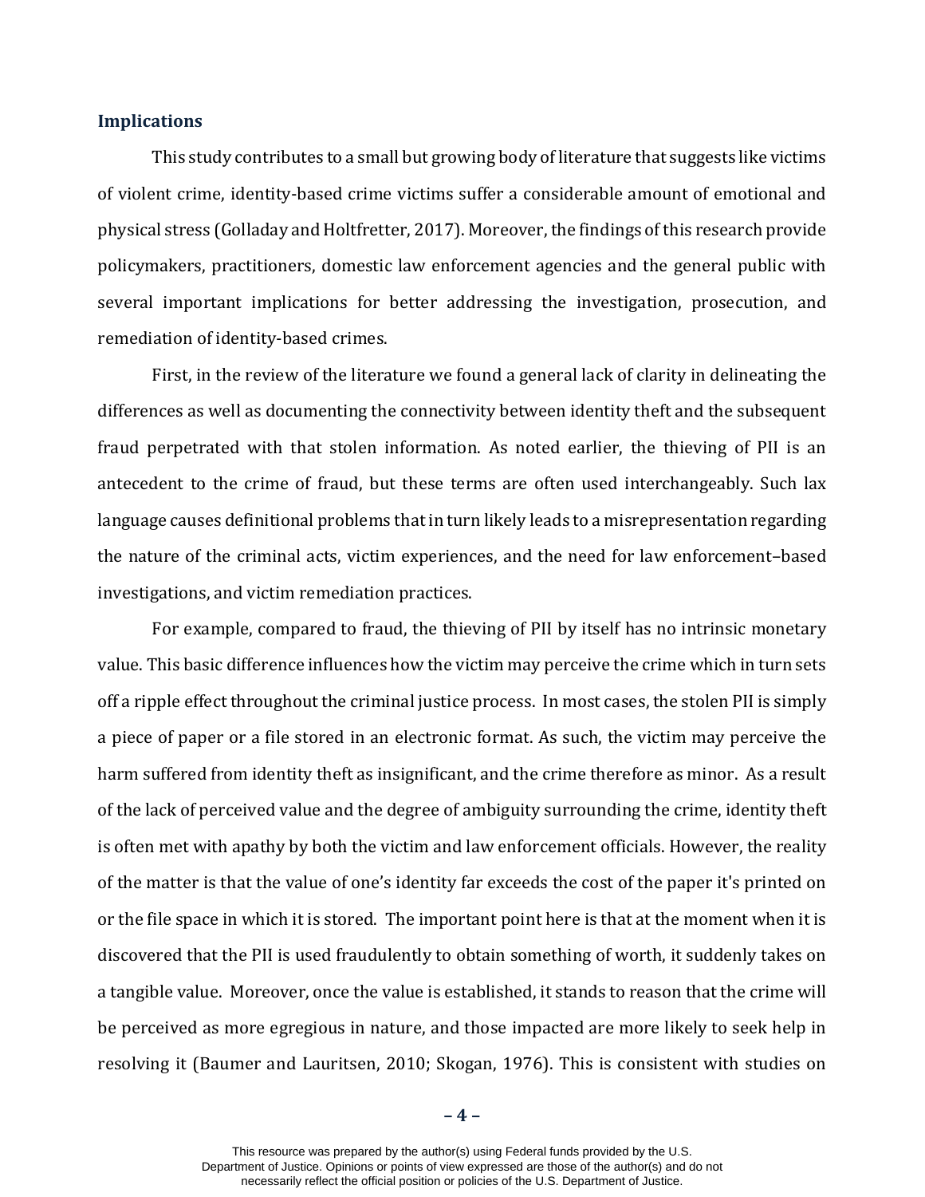## Implications

This study contributes to a small but growing body of literature that suggests like victims of violent crime, identity-based crime victims suffer a considerable amount of emotional and physical stress (Golladay and Holtfretter, 2017). Moreover, the findings of this research provide policymakers, practitioners, domestic law enforcement agencies and the general public with several important implications for better addressing the investigation, prosecution, and remediation of identity-based crimes.

First, in the review of the literature we found a general lack of clarity in delineating the differences as well as documenting the connectivity between identity theft and the subsequent fraud perpetrated with that stolen information. As noted earlier, the thieving of PII is an antecedent to the crime of fraud, but these terms are often used interchangeably. Such lax language causes definitional problems that in turn likely leads to a misrepresentation regarding the nature of the criminal acts, victim experiences, and the need for law enforcement–based investigations, and victim remediation practices.

For example, compared to fraud, the thieving of PII by itself has no intrinsic monetary value. This basic difference influences how the victim may perceive the crime which in turn sets off a ripple effect throughout the criminal justice process. In most cases, the stolen PII is simply a piece of paper or a file stored in an electronic format. As such, the victim may perceive the harm suffered from identity theft as insignificant, and the crime therefore as minor. As a result of the lack of perceived value and the degree of ambiguity surrounding the crime, identity theft is often met with apathy by both the victim and law enforcement officials. However, the reality of the matter is that the value of one's identity far exceeds the cost of the paper it's printed on or the file space in which it is stored. The important point here is that at the moment when it is discovered that the PII is used fraudulently to obtain something of worth, it suddenly takes on a tangible value. Moreover, once the value is established, it stands to reason that the crime will be perceived as more egregious in nature, and those impacted are more likely to seek help in resolving it (Baumer and Lauritsen, 2010; Skogan, 1976). This is consistent with studies on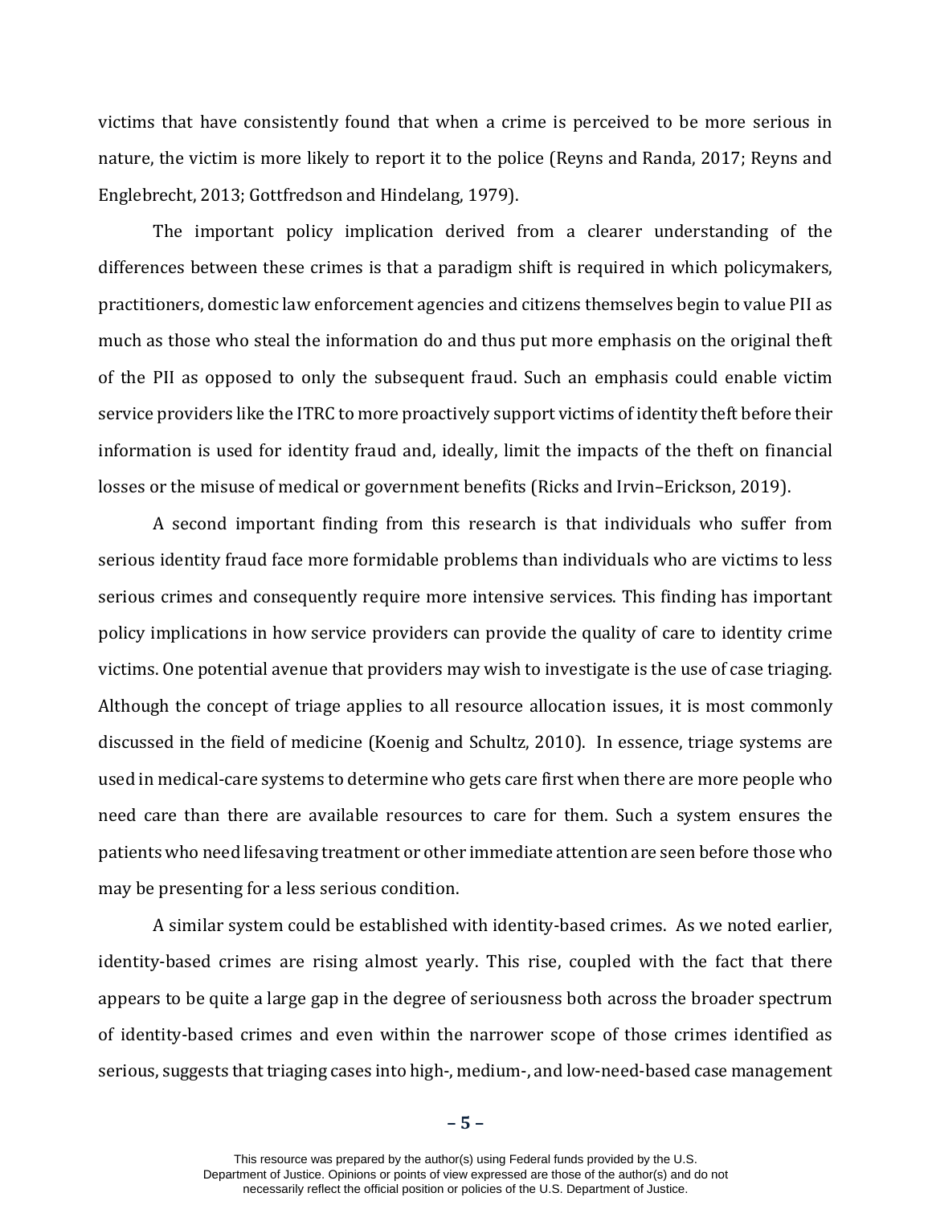victims that have consistently found that when a crime is perceived to be more serious in nature, the victim is more likely to report it to the police (Reyns and Randa, 2017; Reyns and Englebrecht, 2013; Gottfredson and Hindelang, 1979).

The important policy implication derived from a clearer understanding of the differences between these crimes is that a paradigm shift is required in which policymakers, practitioners, domestic law enforcement agencies and citizens themselves begin to value PII as much as those who steal the information do and thus put more emphasis on the original theft of the PII as opposed to only the subsequent fraud. Such an emphasis could enable victim service providers like the ITRC to more proactively support victims of identity theft before their information is used for identity fraud and, ideally, limit the impacts of the theft on financial losses or the misuse of medical or government benefits (Ricks and Irvin–Erickson, 2019).

A second important finding from this research is that individuals who suffer from serious identity fraud face more formidable problems than individuals who are victims to less serious crimes and consequently require more intensive services. This finding has important policy implications in how service providers can provide the quality of care to identity crime victims. One potential avenue that providers may wish to investigate is the use of case triaging. Although the concept of triage applies to all resource allocation issues, it is most commonly discussed in the field of medicine (Koenig and Schultz, 2010). In essence, triage systems are used in medical-care systems to determine who gets care first when there are more people who need care than there are available resources to care for them. Such a system ensures the patients who need lifesaving treatment or other immediate attention are seen before those who may be presenting for a less serious condition.

A similar system could be established with identity-based crimes. As we noted earlier, identity-based crimes are rising almost yearly. This rise, coupled with the fact that there appears to be quite a large gap in the degree of seriousness both across the broader spectrum of identity-based crimes and even within the narrower scope of those crimes identified as serious, suggests that triaging cases into high-, medium-, and low-need-based case management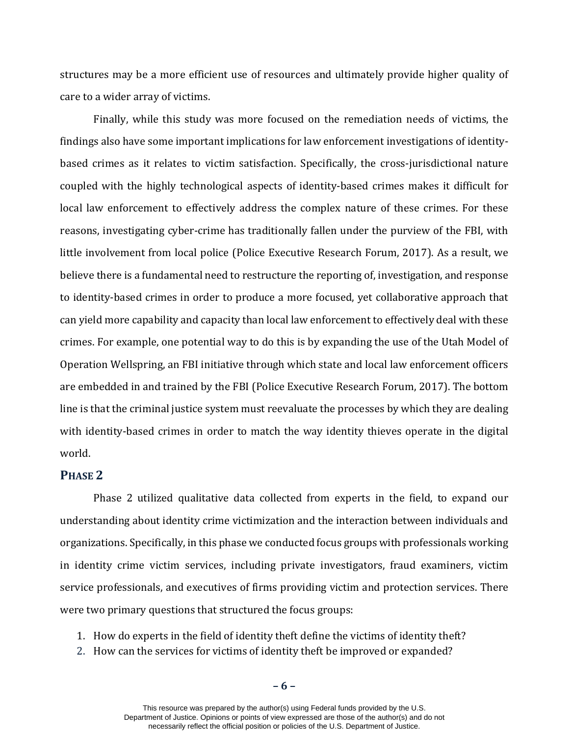structures may be a more efficient use of resources and ultimately provide higher quality of care to a wider array of victims.

Finally, while this study was more focused on the remediation needs of victims, the findings also have some important implications for law enforcement investigations of identity-based crimes as it relates to victim satisfaction. Specifically, the cross-jurisdictional nature coupled with the highly technological aspects of identity-based crimes makes it difficult for local law enforcement to effectively address the complex nature of these crimes. For these reasons, investigating cyber-crime has traditionally fallen under the purview of the FBI, with little involvement from local police (Police Executive Research Forum, 2017). As a result, we believe there is a fundamental need to restructure the reporting of, investigation, and response to identity-based crimes in order to produce a more focused, yet collaborative approach that can yield more capability and capacity than local law enforcement to effectively deal with these crimes. For example, one potential way to do this is by expanding the use of the Utah Model of Operation Wellspring, an FBI initiative through which state and local law enforcement officers are embedded in and trained by the FBI (Police Executive Research Forum, 2017). The bottom line is that the criminal justice system must reevaluate the processes by which they are dealing with identity-based crimes in order to match the way identity thieves operate in the digital world.

## Phase 2

Phase 2 utilized qualitative data collected from experts in the field, to expand our understanding about identity crime victimization and the interaction between individuals and organizations. Specifically, in this phase we conducted focus groups with professionals working in identity crime victim services, including private investigators, fraud examiners, victim service professionals, and executives of firms providing victim and protection services. There were two primary questions that structured the focus groups:

1. How do experts in the field of identity theft define the victims of identity theft?
2. How can the services for victims of identity theft be improved or expanded?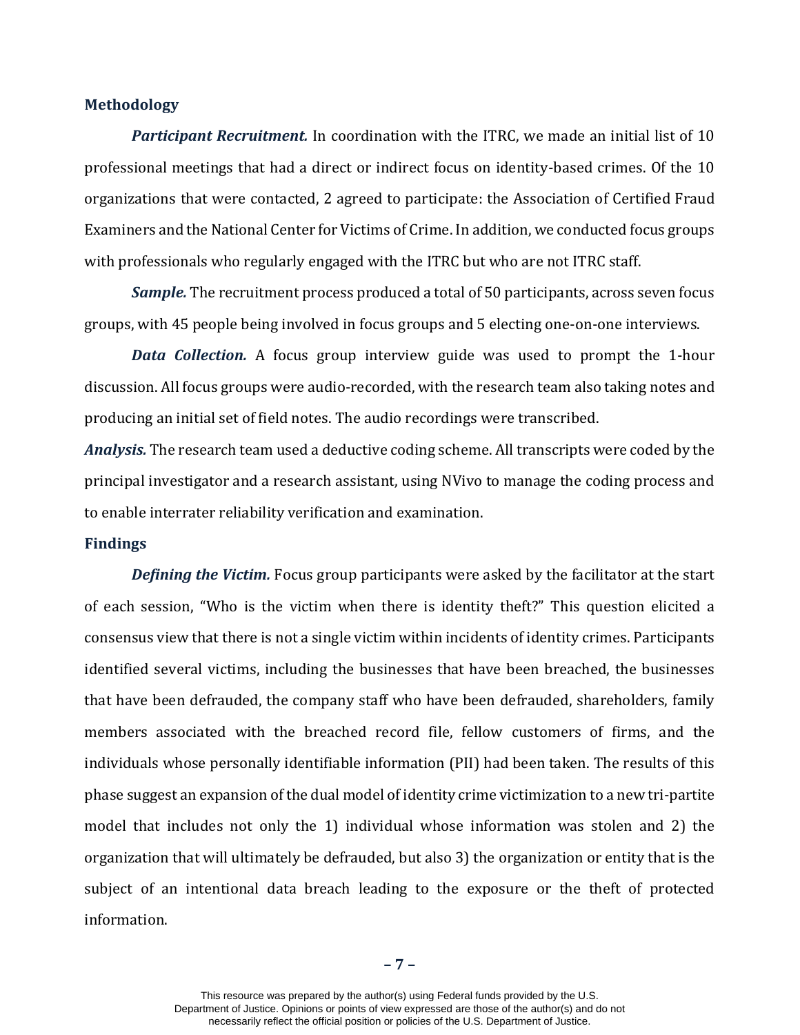## Methodology

***Participant Recruitment.*** In coordination with the ITRC, we made an initial list of 10 professional meetings that had a direct or indirect focus on identity-based crimes. Of the 10 organizations that were contacted, 2 agreed to participate: the Association of Certified Fraud Examiners and the National Center for Victims of Crime. In addition, we conducted focus groups with professionals who regularly engaged with the ITRC but who are not ITRC staff.

***Sample.*** The recruitment process produced a total of 50 participants, across seven focus groups, with 45 people being involved in focus groups and 5 electing one-on-one interviews.

***Data Collection.*** A focus group interview guide was used to prompt the 1-hour discussion. All focus groups were audio-recorded, with the research team also taking notes and producing an initial set of field notes. The audio recordings were transcribed.

***Analysis.*** The research team used a deductive coding scheme. All transcripts were coded by the principal investigator and a research assistant, using NVivo to manage the coding process and to enable interrater reliability verification and examination.

## Findings

***Defining the Victim.*** Focus group participants were asked by the facilitator at the start of each session, "Who is the victim when there is identity theft?" This question elicited a consensus view that there is not a single victim within incidents of identity crimes. Participants identified several victims, including the businesses that have been breached, the businesses that have been defrauded, the company staff who have been defrauded, shareholders, family members associated with the breached record file, fellow customers of firms, and the individuals whose personally identifiable information (PII) had been taken. The results of this phase suggest an expansion of the dual model of identity crime victimization to a new tri-partite model that includes not only the 1) individual whose information was stolen and 2) the organization that will ultimately be defrauded, but also 3) the organization or entity that is the subject of an intentional data breach leading to the exposure or the theft of protected information.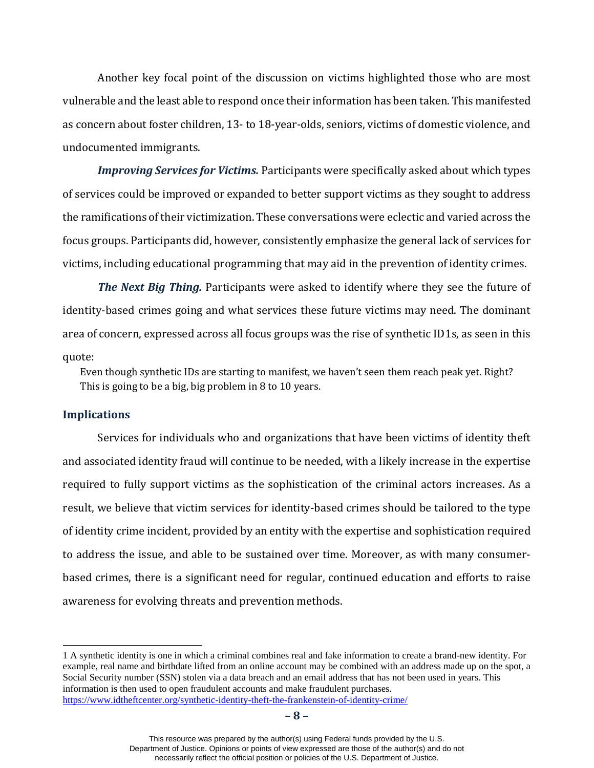Another key focal point of the discussion on victims highlighted those who are most vulnerable and the least able to respond once their information has been taken. This manifested as concern about foster children, 13- to 18-year-olds, seniors, victims of domestic violence, and undocumented immigrants.

***Improving Services for Victims.*** Participants were specifically asked about which types of services could be improved or expanded to better support victims as they sought to address the ramifications of their victimization. These conversations were eclectic and varied across the focus groups. Participants did, however, consistently emphasize the general lack of services for victims, including educational programming that may aid in the prevention of identity crimes.

***The Next Big Thing.*** Participants were asked to identify where they see the future of identity-based crimes going and what services these future victims may need. The dominant area of concern, expressed across all focus groups was the rise of synthetic ID[1]s, as seen in this quote:

> Even though synthetic IDs are starting to manifest, we haven't seen them reach peak yet. Right? This is going to be a big, big problem in 8 to 10 years.

## Implications

Services for individuals who and organizations that have been victims of identity theft and associated identity fraud will continue to be needed, with a likely increase in the expertise required to fully support victims as the sophistication of the criminal actors increases. As a result, we believe that victim services for identity-based crimes should be tailored to the type of identity crime incident, provided by an entity with the expertise and sophistication required to address the issue, and able to be sustained over time. Moreover, as with many consumer-based crimes, there is a significant need for regular, continued education and efforts to raise awareness for evolving threats and prevention methods.

---

1 A synthetic identity is one in which a criminal combines real and fake information to create a brand-new identity. For example, real name and birthdate lifted from an online account may be combined with an address made up on the spot, a Social Security number (SSN) stolen via a data breach and an email address that has not been used in years. This information is then used to open fraudulent accounts and make fraudulent purchases. https://www.idtheftcenter.org/synthetic-identity-theft-the-frankenstein-of-identity-crime/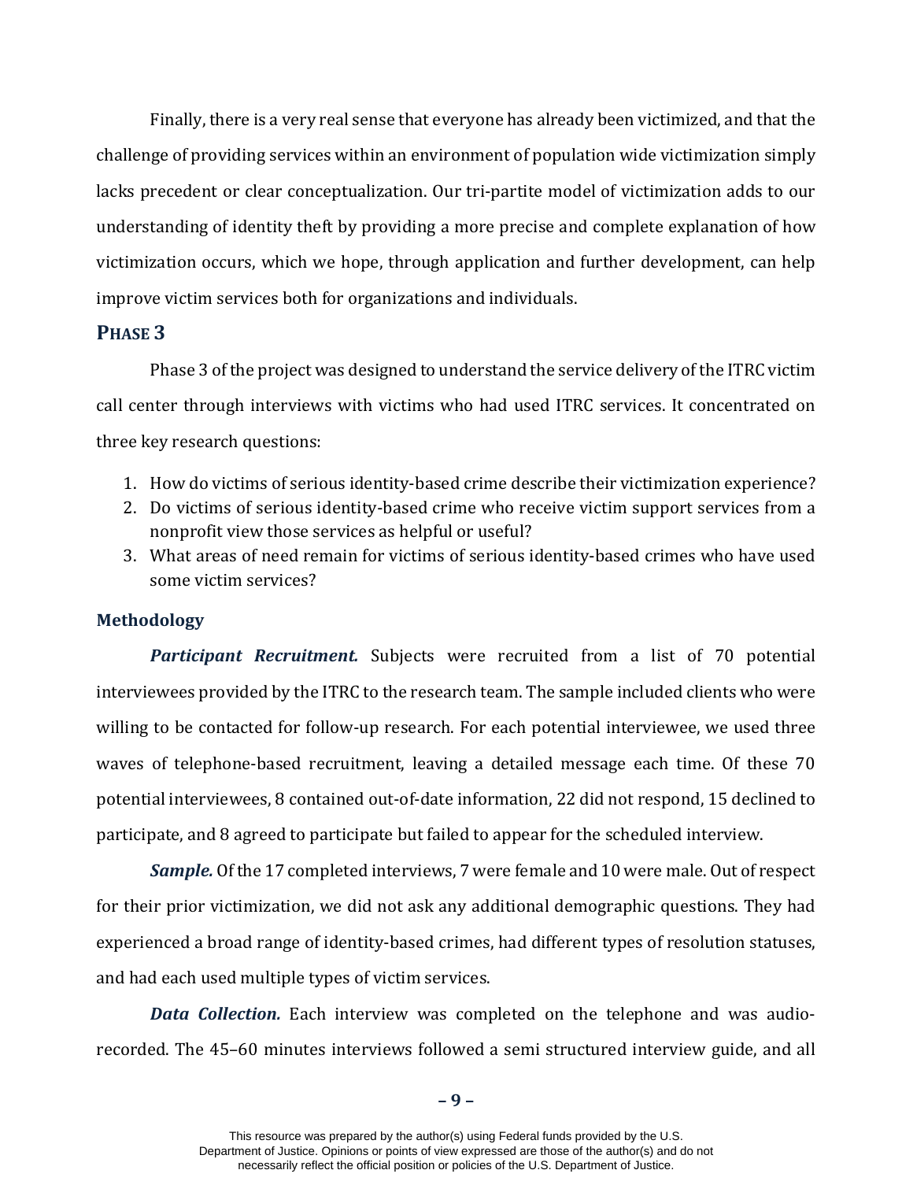Finally, there is a very real sense that everyone has already been victimized, and that the challenge of providing services within an environment of population wide victimization simply lacks precedent or clear conceptualization. Our tri-partite model of victimization adds to our understanding of identity theft by providing a more precise and complete explanation of how victimization occurs, which we hope, through application and further development, can help improve victim services both for organizations and individuals.

## PHASE 3

Phase 3 of the project was designed to understand the service delivery of the ITRC victim call center through interviews with victims who had used ITRC services. It concentrated on three key research questions:

1. How do victims of serious identity-based crime describe their victimization experience?
2. Do victims of serious identity-based crime who receive victim support services from a nonprofit view those services as helpful or useful?
3. What areas of need remain for victims of serious identity-based crimes who have used some victim services?

### Methodology

***Participant Recruitment.*** Subjects were recruited from a list of 70 potential interviewees provided by the ITRC to the research team. The sample included clients who were willing to be contacted for follow-up research. For each potential interviewee, we used three waves of telephone-based recruitment, leaving a detailed message each time. Of these 70 potential interviewees, 8 contained out-of-date information, 22 did not respond, 15 declined to participate, and 8 agreed to participate but failed to appear for the scheduled interview.

***Sample.*** Of the 17 completed interviews, 7 were female and 10 were male. Out of respect for their prior victimization, we did not ask any additional demographic questions. They had experienced a broad range of identity-based crimes, had different types of resolution statuses, and had each used multiple types of victim services.

***Data Collection.*** Each interview was completed on the telephone and was audio-recorded. The 45–60 minutes interviews followed a semi structured interview guide, and all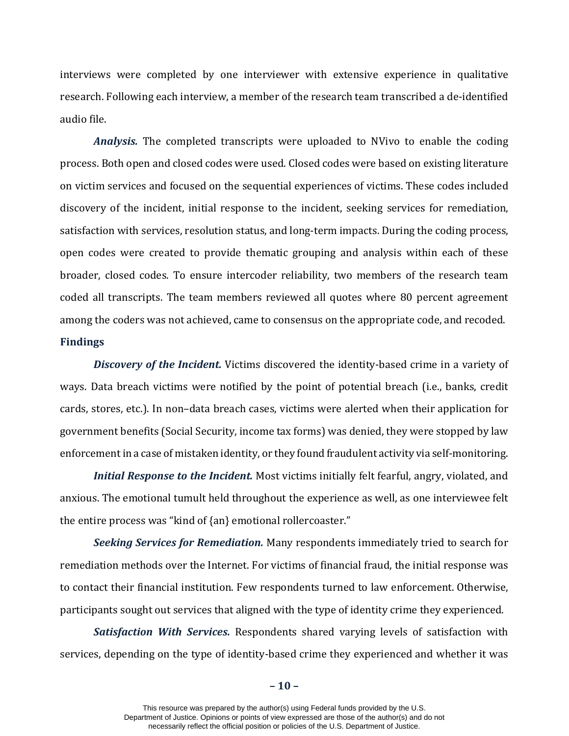interviews were completed by one interviewer with extensive experience in qualitative research. Following each interview, a member of the research team transcribed a de-identified audio file.

***Analysis.*** The completed transcripts were uploaded to NVivo to enable the coding process. Both open and closed codes were used. Closed codes were based on existing literature on victim services and focused on the sequential experiences of victims. These codes included discovery of the incident, initial response to the incident, seeking services for remediation, satisfaction with services, resolution status, and long-term impacts. During the coding process, open codes were created to provide thematic grouping and analysis within each of these broader, closed codes. To ensure intercoder reliability, two members of the research team coded all transcripts. The team members reviewed all quotes where 80 percent agreement among the coders was not achieved, came to consensus on the appropriate code, and recoded.

## Findings

***Discovery of the Incident.*** Victims discovered the identity-based crime in a variety of ways. Data breach victims were notified by the point of potential breach (i.e., banks, credit cards, stores, etc.). In non–data breach cases, victims were alerted when their application for government benefits (Social Security, income tax forms) was denied, they were stopped by law enforcement in a case of mistaken identity, or they found fraudulent activity via self-monitoring.

***Initial Response to the Incident.*** Most victims initially felt fearful, angry, violated, and anxious. The emotional tumult held throughout the experience as well, as one interviewee felt the entire process was "kind of {an} emotional rollercoaster."

***Seeking Services for Remediation.*** Many respondents immediately tried to search for remediation methods over the Internet. For victims of financial fraud, the initial response was to contact their financial institution. Few respondents turned to law enforcement. Otherwise, participants sought out services that aligned with the type of identity crime they experienced.

***Satisfaction With Services.*** Respondents shared varying levels of satisfaction with services, depending on the type of identity-based crime they experienced and whether it was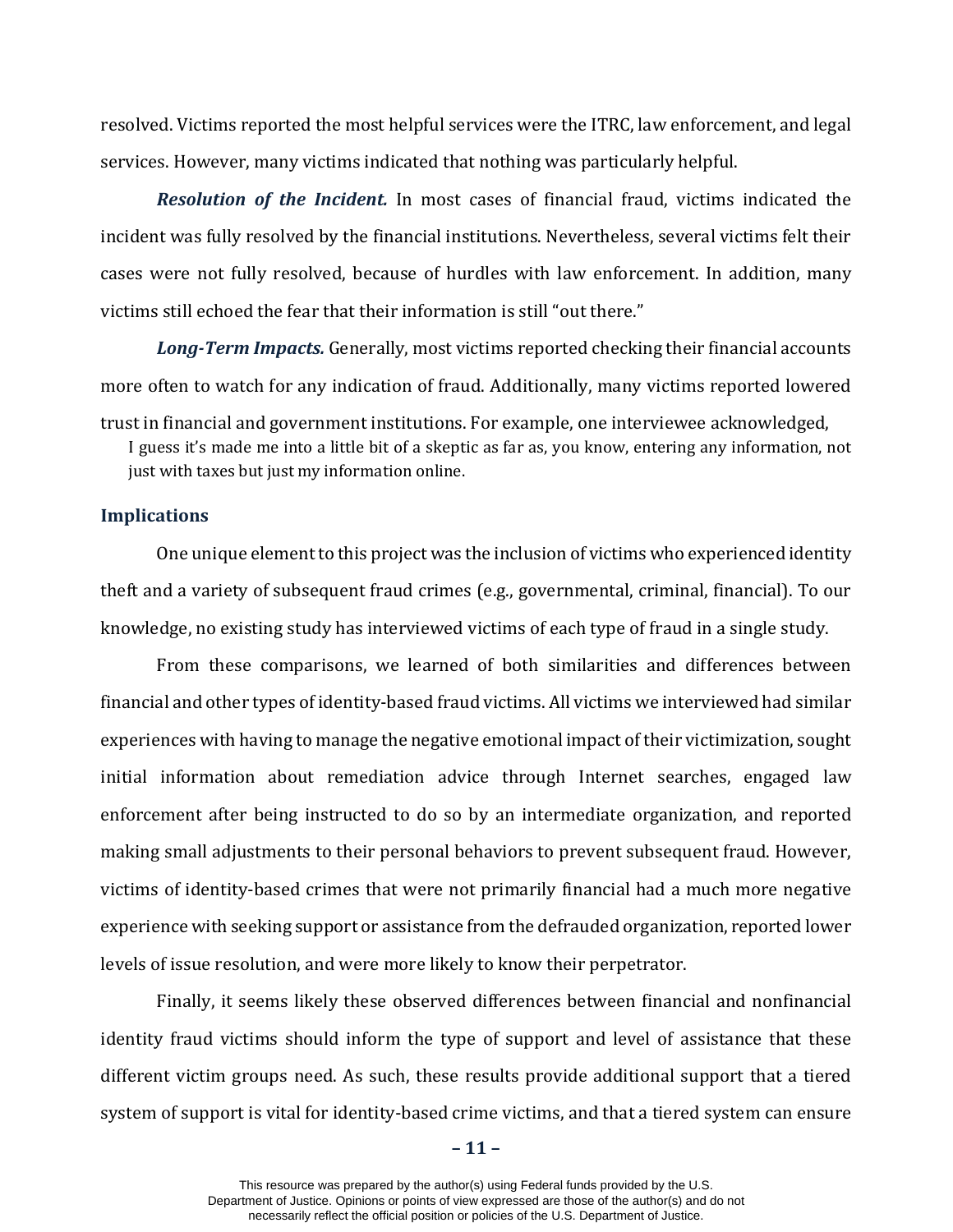resolved. Victims reported the most helpful services were the ITRC, law enforcement, and legal services. However, many victims indicated that nothing was particularly helpful.

***Resolution of the Incident.*** In most cases of financial fraud, victims indicated the incident was fully resolved by the financial institutions. Nevertheless, several victims felt their cases were not fully resolved, because of hurdles with law enforcement. In addition, many victims still echoed the fear that their information is still "out there."

***Long-Term Impacts.*** Generally, most victims reported checking their financial accounts more often to watch for any indication of fraud. Additionally, many victims reported lowered trust in financial and government institutions. For example, one interviewee acknowledged,

> I guess it's made me into a little bit of a skeptic as far as, you know, entering any information, not just with taxes but just my information online.

### Implications

One unique element to this project was the inclusion of victims who experienced identity theft and a variety of subsequent fraud crimes (e.g., governmental, criminal, financial). To our knowledge, no existing study has interviewed victims of each type of fraud in a single study.

From these comparisons, we learned of both similarities and differences between financial and other types of identity-based fraud victims. All victims we interviewed had similar experiences with having to manage the negative emotional impact of their victimization, sought initial information about remediation advice through Internet searches, engaged law enforcement after being instructed to do so by an intermediate organization, and reported making small adjustments to their personal behaviors to prevent subsequent fraud. However, victims of identity-based crimes that were not primarily financial had a much more negative experience with seeking support or assistance from the defrauded organization, reported lower levels of issue resolution, and were more likely to know their perpetrator.

Finally, it seems likely these observed differences between financial and nonfinancial identity fraud victims should inform the type of support and level of assistance that these different victim groups need. As such, these results provide additional support that a tiered system of support is vital for identity-based crime victims, and that a tiered system can ensure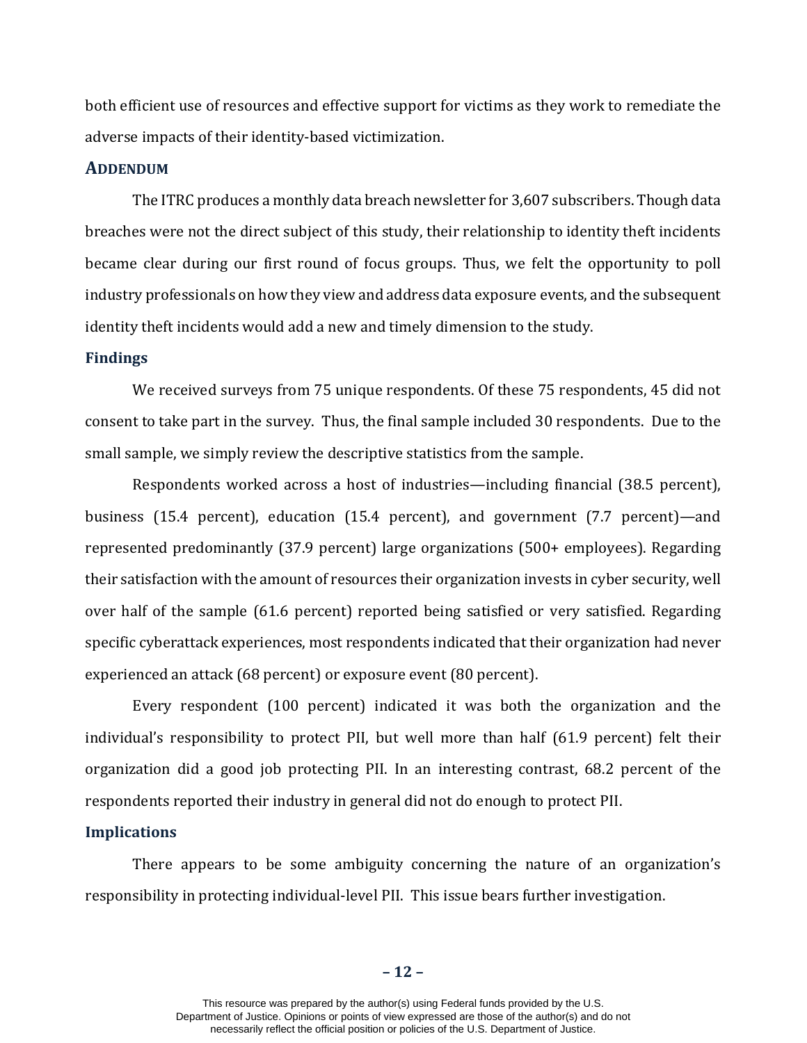both efficient use of resources and effective support for victims as they work to remediate the adverse impacts of their identity-based victimization.

## ADDENDUM

The ITRC produces a monthly data breach newsletter for 3,607 subscribers. Though data breaches were not the direct subject of this study, their relationship to identity theft incidents became clear during our first round of focus groups. Thus, we felt the opportunity to poll industry professionals on how they view and address data exposure events, and the subsequent identity theft incidents would add a new and timely dimension to the study.

### Findings

We received surveys from 75 unique respondents. Of these 75 respondents, 45 did not consent to take part in the survey. Thus, the final sample included 30 respondents. Due to the small sample, we simply review the descriptive statistics from the sample.

Respondents worked across a host of industries—including financial (38.5 percent), business (15.4 percent), education (15.4 percent), and government (7.7 percent)—and represented predominantly (37.9 percent) large organizations (500+ employees). Regarding their satisfaction with the amount of resources their organization invests in cyber security, well over half of the sample (61.6 percent) reported being satisfied or very satisfied. Regarding specific cyberattack experiences, most respondents indicated that their organization had never experienced an attack (68 percent) or exposure event (80 percent).

Every respondent (100 percent) indicated it was both the organization and the individual's responsibility to protect PII, but well more than half (61.9 percent) felt their organization did a good job protecting PII. In an interesting contrast, 68.2 percent of the respondents reported their industry in general did not do enough to protect PII.

### Implications

There appears to be some ambiguity concerning the nature of an organization's responsibility in protecting individual-level PII. This issue bears further investigation.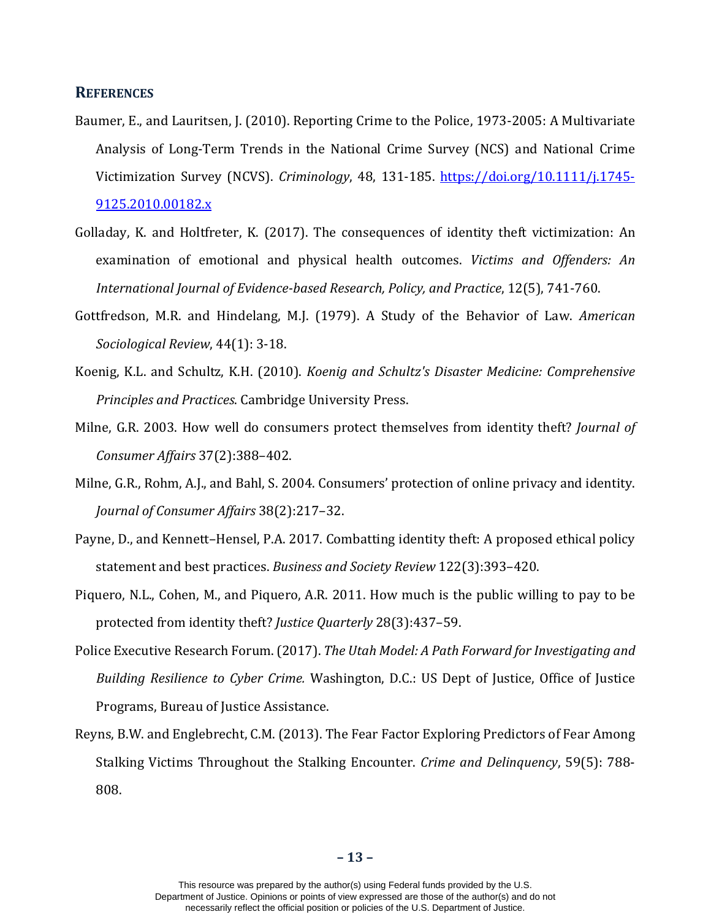## References

Baumer, E., and Lauritsen, J. (2010). Reporting Crime to the Police, 1973-2005: A Multivariate Analysis of Long-Term Trends in the National Crime Survey (NCS) and National Crime Victimization Survey (NCVS). *Criminology*, 48, 131-185. https://doi.org/10.1111/j.1745-9125.2010.00182.x

Golladay, K. and Holtfreter, K. (2017). The consequences of identity theft victimization: An examination of emotional and physical health outcomes. *Victims and Offenders: An International Journal of Evidence-based Research, Policy, and Practice*, 12(5), 741-760.

Gottfredson, M.R. and Hindelang, M.J. (1979). A Study of the Behavior of Law. *American Sociological Review*, 44(1): 3-18.

Koenig, K.L. and Schultz, K.H. (2010). *Koenig and Schultz's Disaster Medicine: Comprehensive Principles and Practices*. Cambridge University Press.

Milne, G.R. 2003. How well do consumers protect themselves from identity theft? *Journal of Consumer Affairs* 37(2):388–402.

Milne, G.R., Rohm, A.J., and Bahl, S. 2004. Consumers' protection of online privacy and identity. *Journal of Consumer Affairs* 38(2):217–32.

Payne, D., and Kennett–Hensel, P.A. 2017. Combatting identity theft: A proposed ethical policy statement and best practices. *Business and Society Review* 122(3):393–420.

Piquero, N.L., Cohen, M., and Piquero, A.R. 2011. How much is the public willing to pay to be protected from identity theft? *Justice Quarterly* 28(3):437–59.

Police Executive Research Forum. (2017). *The Utah Model: A Path Forward for Investigating and Building Resilience to Cyber Crime.* Washington, D.C.: US Dept of Justice, Office of Justice Programs, Bureau of Justice Assistance.

Reyns, B.W. and Englebrecht, C.M. (2013). The Fear Factor Exploring Predictors of Fear Among Stalking Victims Throughout the Stalking Encounter. *Crime and Delinquency*, 59(5): 788-808.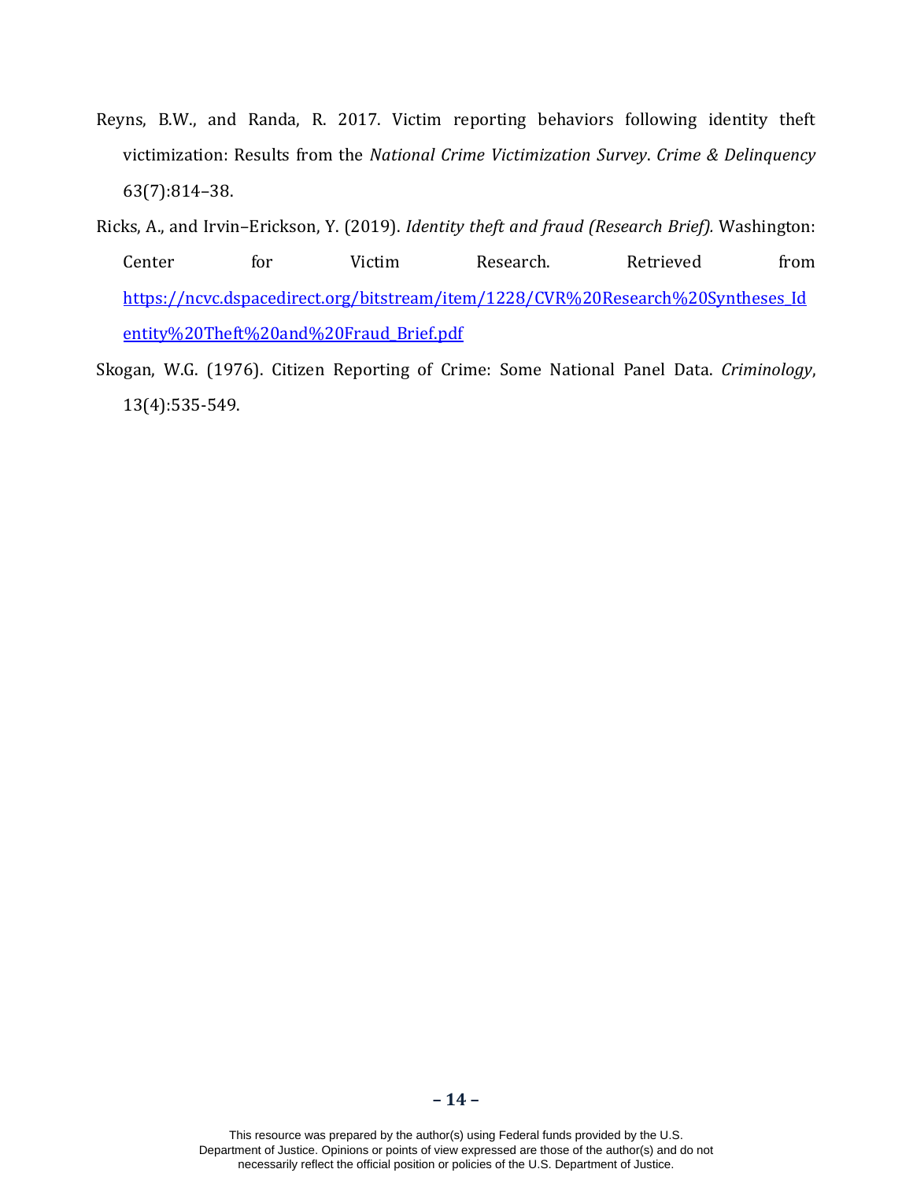Reyns, B.W., and Randa, R. 2017. Victim reporting behaviors following identity theft victimization: Results from the *National Crime Victimization Survey*. *Crime & Delinquency* 63(7):814–38.

Ricks, A., and Irvin–Erickson, Y. (2019). *Identity theft and fraud (Research Brief).* Washington: Center for Victim Research. Retrieved from https://ncvc.dspacedirect.org/bitstream/item/1228/CVR%20Research%20Syntheses_Identity%20Theft%20and%20Fraud_Brief.pdf

Skogan, W.G. (1976). Citizen Reporting of Crime: Some National Panel Data. *Criminology*, 13(4):535-549.

This resource was prepared by the author(s) using Federal funds provided by the U.S. Department of Justice. Opinions or points of view expressed are those of the author(s) and do not necessarily reflect the official position or policies of the U.S. Department of Justice.